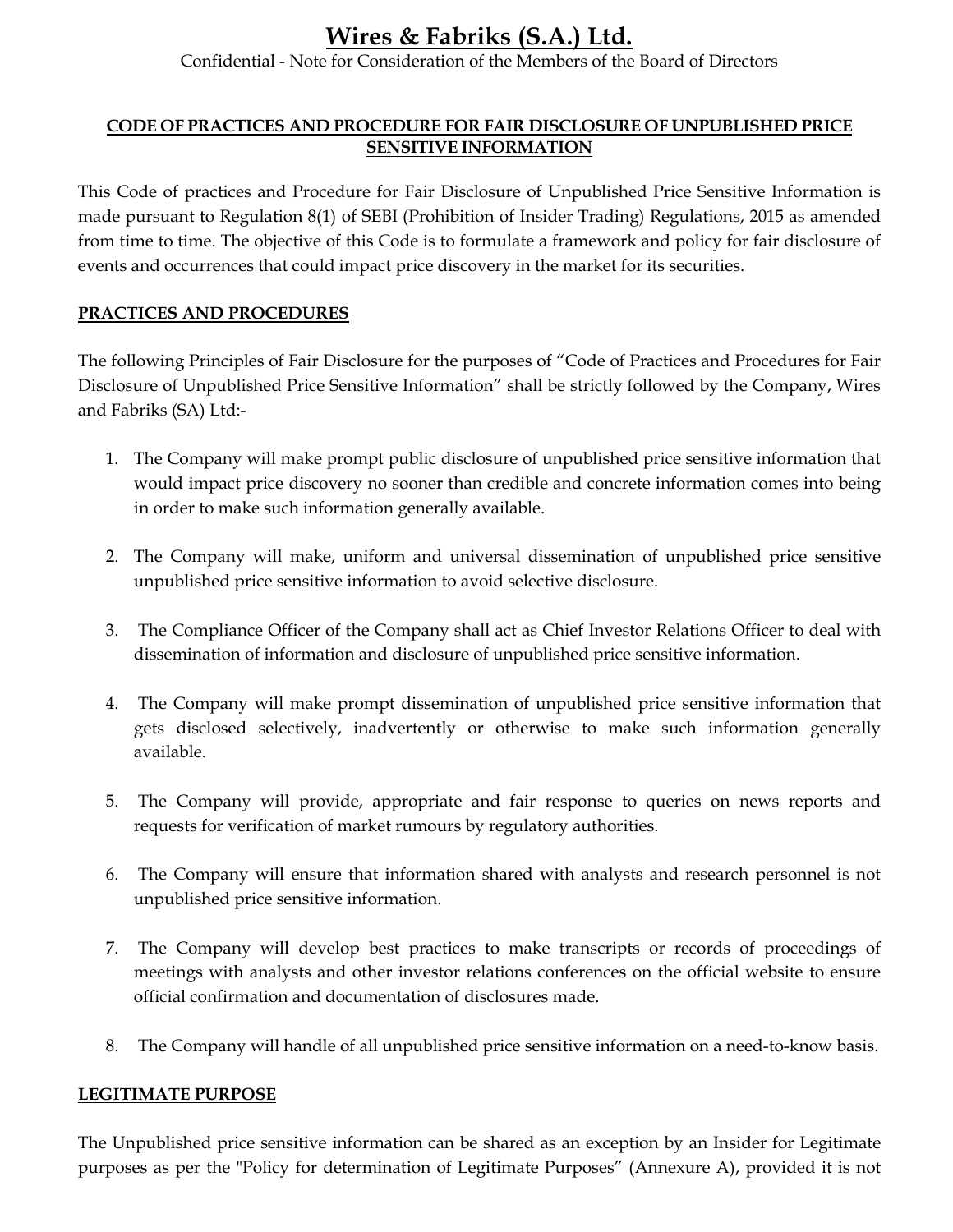# Wires & Fabriks (S.A.) Ltd.

Confidential - Note for Consideration of the Members of the Board of Directors

## CODE OF PRACTICES AND PROCEDURE FOR FAIR DISCLOSURE OF UNPUBLISHED PRICE SENSITIVE INFORMATION

This Code of practices and Procedure for Fair Disclosure of Unpublished Price Sensitive Information is made pursuant to Regulation 8(1) of SEBI (Prohibition of Insider Trading) Regulations, 2015 as amended from time to time. The objective of this Code is to formulate a framework and policy for fair disclosure of events and occurrences that could impact price discovery in the market for its securities.

## PRACTICES AND PROCEDURES

The following Principles of Fair Disclosure for the purposes of "Code of Practices and Procedures for Fair Disclosure of Unpublished Price Sensitive Information" shall be strictly followed by the Company, Wires and Fabriks (SA) Ltd:-

1. The Company will make prompt public disclosure of unpublished price sensitive information that would impact price discovery no sooner than credible and concrete information comes into being in order to make such information generally available.
2. The Company will make, uniform and universal dissemination of unpublished price sensitive unpublished price sensitive information to avoid selective disclosure.
3. The Compliance Officer of the Company shall act as Chief Investor Relations Officer to deal with dissemination of information and disclosure of unpublished price sensitive information.
4. The Company will make prompt dissemination of unpublished price sensitive information that gets disclosed selectively, inadvertently or otherwise to make such information generally available.
5. The Company will provide, appropriate and fair response to queries on news reports and requests for verification of market rumours by regulatory authorities.
6. The Company will ensure that information shared with analysts and research personnel is not unpublished price sensitive information.
7. The Company will develop best practices to make transcripts or records of proceedings of meetings with analysts and other investor relations conferences on the official website to ensure official confirmation and documentation of disclosures made.
8. The Company will handle of all unpublished price sensitive information on a need-to-know basis.

## LEGITIMATE PURPOSE

The Unpublished price sensitive information can be shared as an exception by an Insider for Legitimate purposes as per the "Policy for determination of Legitimate Purposes" (Annexure A), provided it is not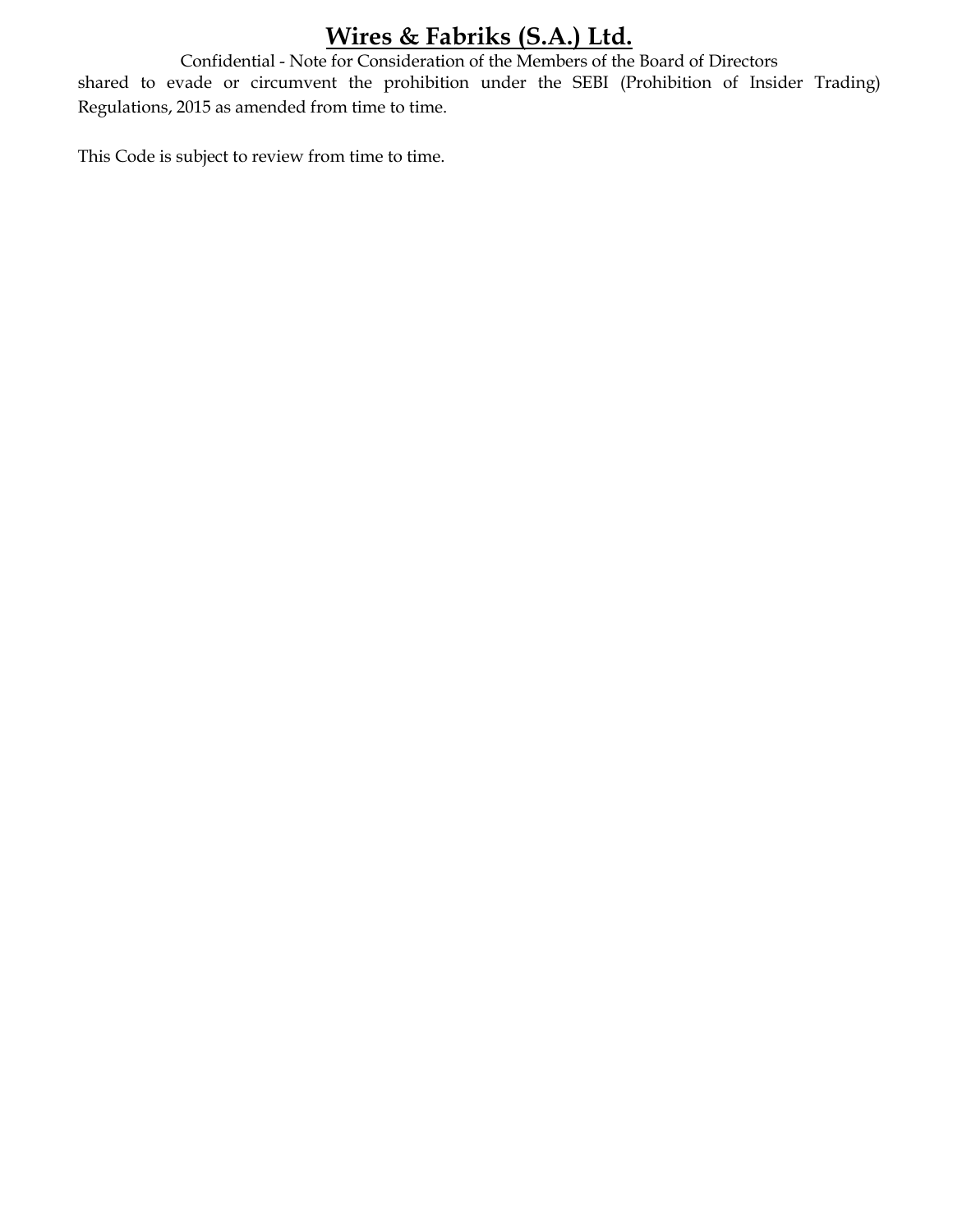shared to evade or circumvent the prohibition under the SEBI (Prohibition of Insider Trading) Regulations, 2015 as amended from time to time.

This Code is subject to review from time to time.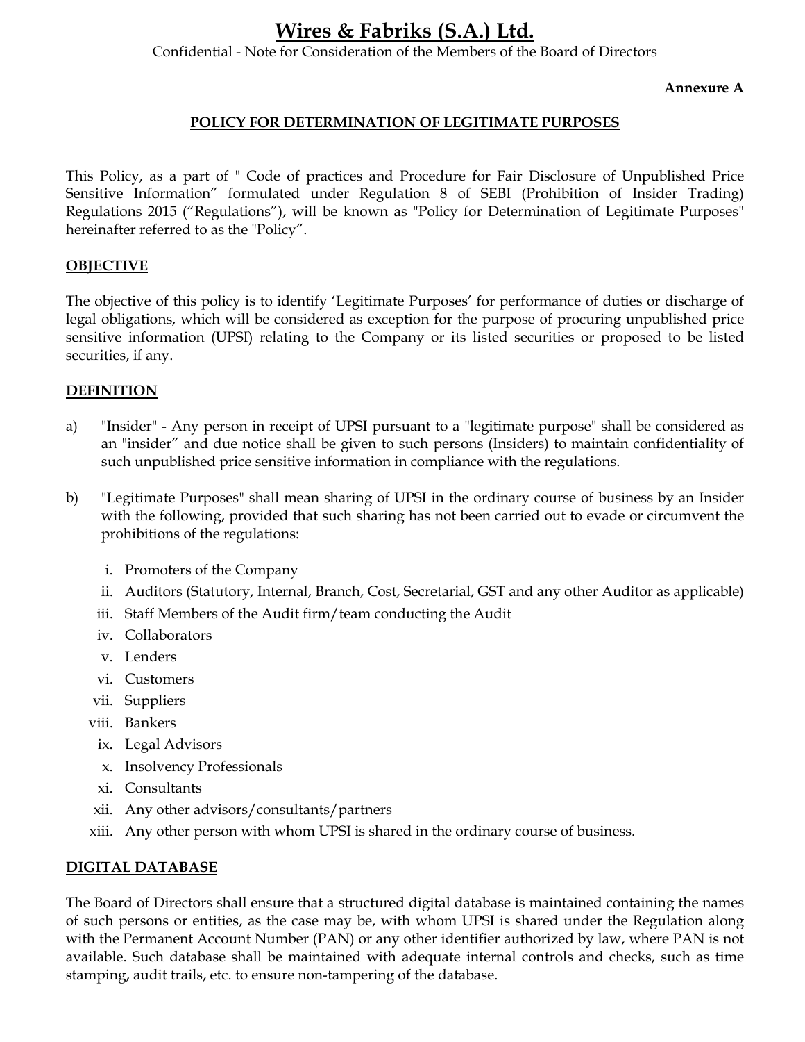# Wires & Fabriks (S.A.) Ltd.

Confidential - Note for Consideration of the Members of the Board of Directors

**Annexure A**

## POLICY FOR DETERMINATION OF LEGITIMATE PURPOSES

This Policy, as a part of " Code of practices and Procedure for Fair Disclosure of Unpublished Price Sensitive Information" formulated under Regulation 8 of SEBI (Prohibition of Insider Trading) Regulations 2015 ("Regulations"), will be known as "Policy for Determination of Legitimate Purposes" hereinafter referred to as the "Policy".

### OBJECTIVE

The objective of this policy is to identify 'Legitimate Purposes' for performance of duties or discharge of legal obligations, which will be considered as exception for the purpose of procuring unpublished price sensitive information (UPSI) relating to the Company or its listed securities or proposed to be listed securities, if any.

### DEFINITION

a) "Insider" - Any person in receipt of UPSI pursuant to a "legitimate purpose" shall be considered as an "insider" and due notice shall be given to such persons (Insiders) to maintain confidentiality of such unpublished price sensitive information in compliance with the regulations.

b) "Legitimate Purposes" shall mean sharing of UPSI in the ordinary course of business by an Insider with the following, provided that such sharing has not been carried out to evade or circumvent the prohibitions of the regulations:

   i. Promoters of the Company
   ii. Auditors (Statutory, Internal, Branch, Cost, Secretarial, GST and any other Auditor as applicable)
   iii. Staff Members of the Audit firm/team conducting the Audit
   iv. Collaborators
   v. Lenders
   vi. Customers
   vii. Suppliers
   viii. Bankers
   ix. Legal Advisors
   x. Insolvency Professionals
   xi. Consultants
   xii. Any other advisors/consultants/partners
   xiii. Any other person with whom UPSI is shared in the ordinary course of business.

### DIGITAL DATABASE

The Board of Directors shall ensure that a structured digital database is maintained containing the names of such persons or entities, as the case may be, with whom UPSI is shared under the Regulation along with the Permanent Account Number (PAN) or any other identifier authorized by law, where PAN is not available. Such database shall be maintained with adequate internal controls and checks, such as time stamping, audit trails, etc. to ensure non-tampering of the database.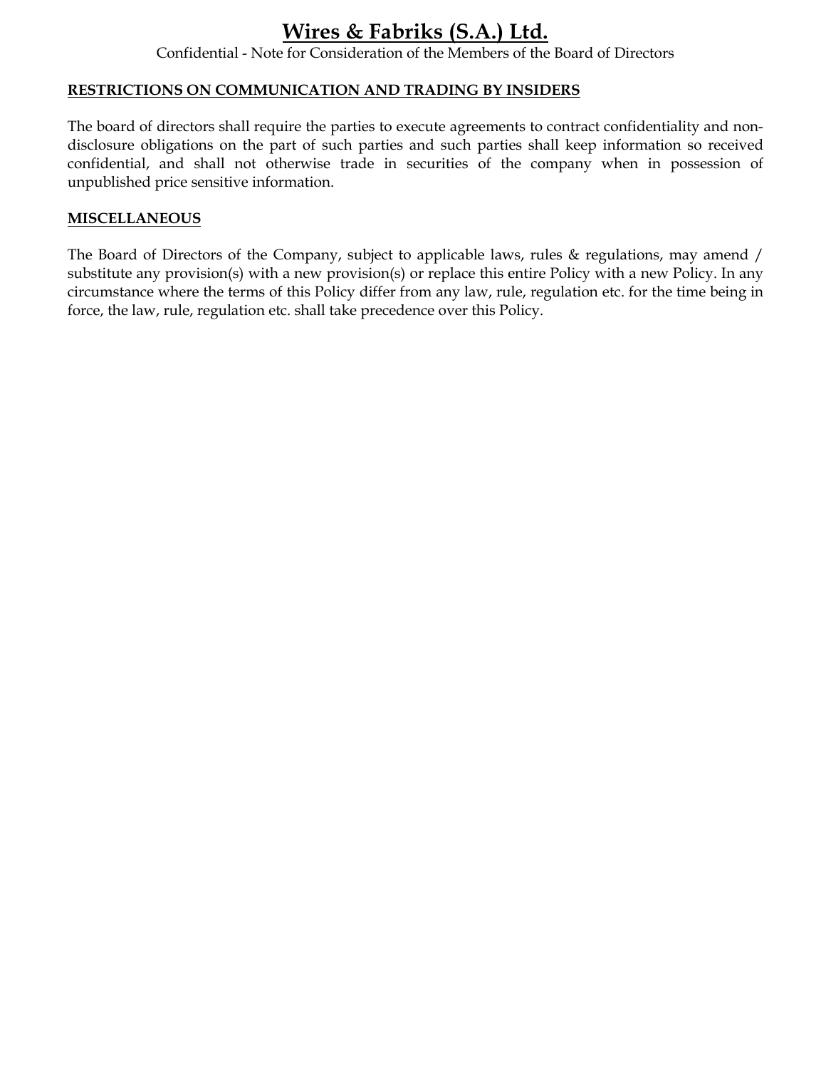**RESTRICTIONS ON COMMUNICATION AND TRADING BY INSIDERS**

The board of directors shall require the parties to execute agreements to contract confidentiality and non-disclosure obligations on the part of such parties and such parties shall keep information so received confidential, and shall not otherwise trade in securities of the company when in possession of unpublished price sensitive information.

**MISCELLANEOUS**

The Board of Directors of the Company, subject to applicable laws, rules & regulations, may amend / substitute any provision(s) with a new provision(s) or replace this entire Policy with a new Policy. In any circumstance where the terms of this Policy differ from any law, rule, regulation etc. for the time being in force, the law, rule, regulation etc. shall take precedence over this Policy.